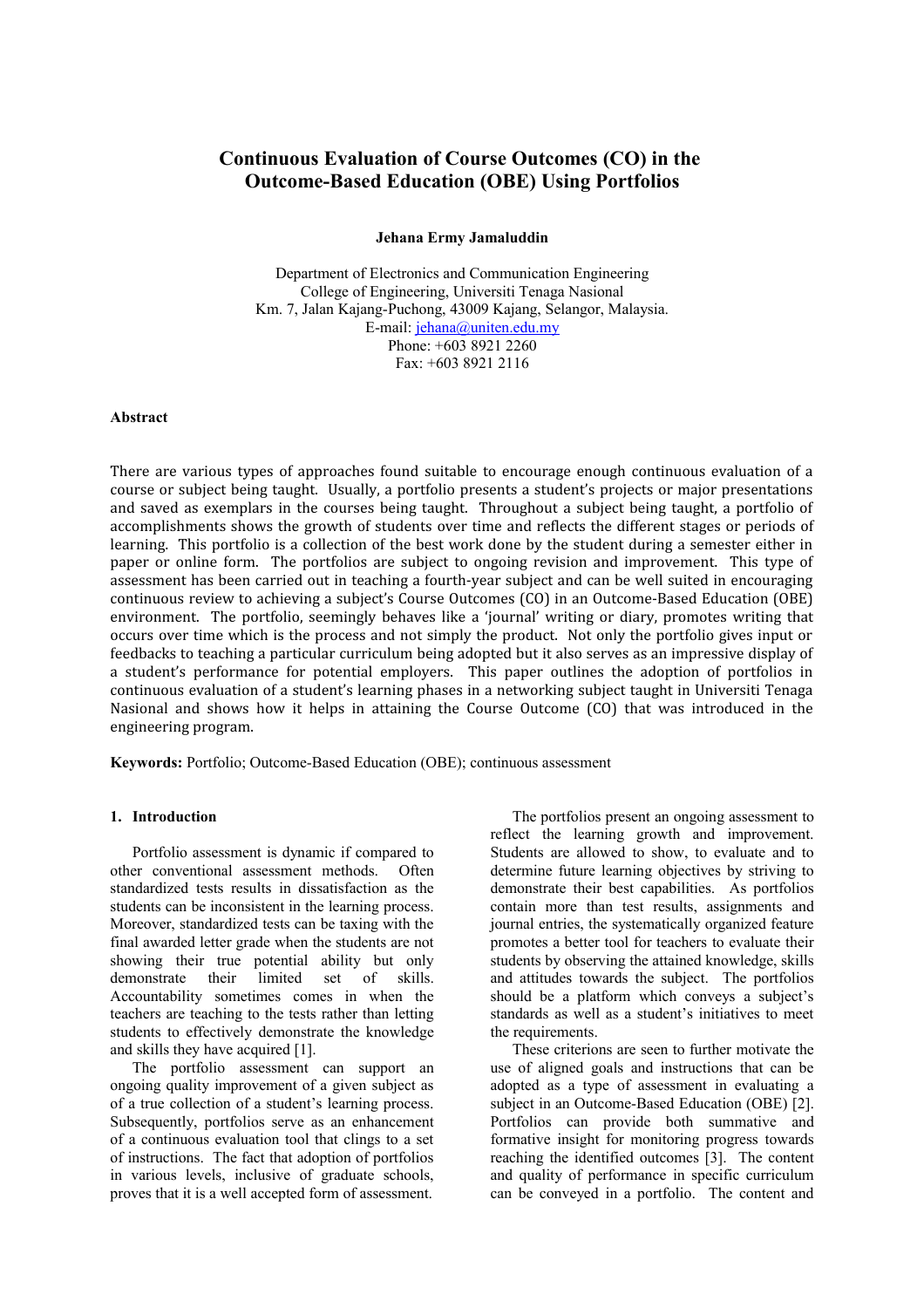# Continuous Evaluation of Course Outcomes (CO) in the Outcome-Based Education (OBE) Using Portfolios

**Jehana Ermy Jamaluddin**

Department of Electronics and Communication Engineering
College of Engineering, Universiti Tenaga Nasional
Km. 7, Jalan Kajang-Puchong, 43009 Kajang, Selangor, Malaysia.
E-mail: jehana@uniten.edu.my
Phone: +603 8921 2260
Fax: +603 8921 2116

### Abstract

There are various types of approaches found suitable to encourage enough continuous evaluation of a course or subject being taught. Usually, a portfolio presents a student's projects or major presentations and saved as exemplars in the courses being taught. Throughout a subject being taught, a portfolio of accomplishments shows the growth of students over time and reflects the different stages or periods of learning. This portfolio is a collection of the best work done by the student during a semester either in paper or online form. The portfolios are subject to ongoing revision and improvement. This type of assessment has been carried out in teaching a fourth-year subject and can be well suited in encouraging continuous review to achieving a subject's Course Outcomes (CO) in an Outcome-Based Education (OBE) environment. The portfolio, seemingly behaves like a 'journal' writing or diary, promotes writing that occurs over time which is the process and not simply the product. Not only the portfolio gives input or feedbacks to teaching a particular curriculum being adopted but it also serves as an impressive display of a student's performance for potential employers. This paper outlines the adoption of portfolios in continuous evaluation of a student's learning phases in a networking subject taught in Universiti Tenaga Nasional and shows how it helps in attaining the Course Outcome (CO) that was introduced in the engineering program.

**Keywords:** Portfolio; Outcome-Based Education (OBE); continuous assessment

## 1. Introduction

Portfolio assessment is dynamic if compared to other conventional assessment methods. Often standardized tests results in dissatisfaction as the students can be inconsistent in the learning process. Moreover, standardized tests can be taxing with the final awarded letter grade when the students are not showing their true potential ability but only demonstrate their limited set of skills. Accountability sometimes comes in when the teachers are teaching to the tests rather than letting students to effectively demonstrate the knowledge and skills they have acquired [1].

The portfolio assessment can support an ongoing quality improvement of a given subject as of a true collection of a student's learning process. Subsequently, portfolios serve as an enhancement of a continuous evaluation tool that clings to a set of instructions. The fact that adoption of portfolios in various levels, inclusive of graduate schools, proves that it is a well accepted form of assessment.

The portfolios present an ongoing assessment to reflect the learning growth and improvement. Students are allowed to show, to evaluate and to determine future learning objectives by striving to demonstrate their best capabilities. As portfolios contain more than test results, assignments and journal entries, the systematically organized feature promotes a better tool for teachers to evaluate their students by observing the attained knowledge, skills and attitudes towards the subject. The portfolios should be a platform which conveys a subject's standards as well as a student's initiatives to meet the requirements.

These criterions are seen to further motivate the use of aligned goals and instructions that can be adopted as a type of assessment in evaluating a subject in an Outcome-Based Education (OBE) [2]. Portfolios can provide both summative and formative insight for monitoring progress towards reaching the identified outcomes [3]. The content and quality of performance in specific curriculum can be conveyed in a portfolio. The content and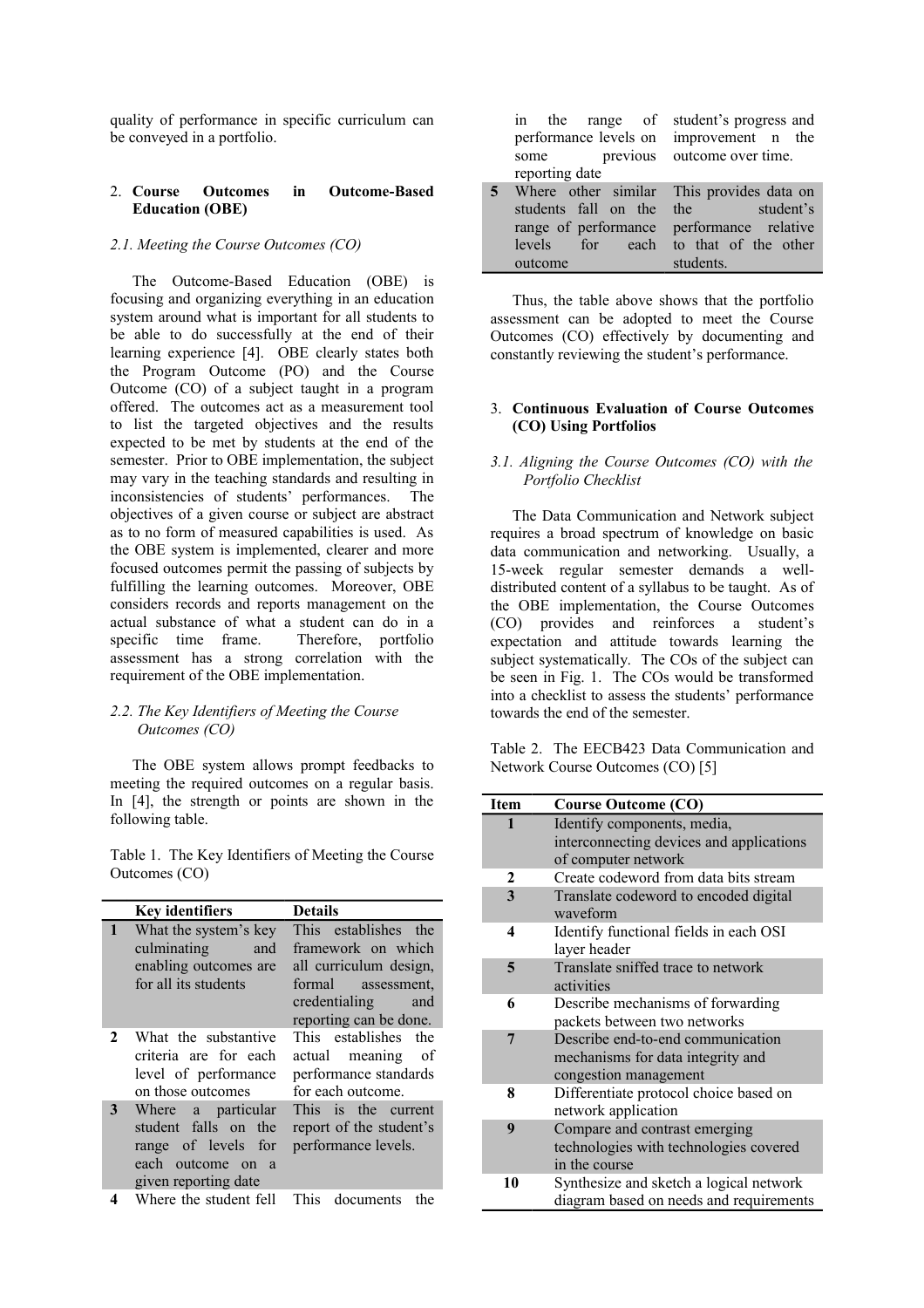quality of performance in specific curriculum can be conveyed in a portfolio.

## 2. Course Outcomes in Outcome-Based Education (OBE)

### *2.1. Meeting the Course Outcomes (CO)*

The Outcome-Based Education (OBE) is focusing and organizing everything in an education system around what is important for all students to be able to do successfully at the end of their learning experience [4]. OBE clearly states both the Program Outcome (PO) and the Course Outcome (CO) of a subject taught in a program offered. The outcomes act as a measurement tool to list the targeted objectives and the results expected to be met by students at the end of the semester. Prior to OBE implementation, the subject may vary in the teaching standards and resulting in inconsistencies of students' performances. The objectives of a given course or subject are abstract as to no form of measured capabilities is used. As the OBE system is implemented, clearer and more focused outcomes permit the passing of subjects by fulfilling the learning outcomes. Moreover, OBE considers records and reports management on the actual substance of what a student can do in a specific time frame. Therefore, portfolio assessment has a strong correlation with the requirement of the OBE implementation.

### *2.2. The Key Identifiers of Meeting the Course Outcomes (CO)*

The OBE system allows prompt feedbacks to meeting the required outcomes on a regular basis. In [4], the strength or points are shown in the following table.

Table 1. The Key Identifiers of Meeting the Course Outcomes (CO)

| | Key identifiers | Details |
|---|---|---|
| 1 | What the system's key culminating and enabling outcomes are for all its students | This establishes the framework on which all curriculum design, formal assessment, credentialing and reporting can be done. |
| 2 | What the substantive criteria are for each level of performance on those outcomes | This establishes the actual meaning of performance standards for each outcome. |
| 3 | Where a particular student falls on the range of levels for each outcome on a given reporting date | This is the current report of the student's performance levels. |
| 4 | Where the student fell in the range of performance levels on some previous reporting date | This documents the student's progress and improvement n the outcome over time. |
| 5 | Where other similar students fall on the range of performance levels for each outcome | This provides data on the student's performance relative to that of the other students. |

Thus, the table above shows that the portfolio assessment can be adopted to meet the Course Outcomes (CO) effectively by documenting and constantly reviewing the student's performance.

## 3. Continuous Evaluation of Course Outcomes (CO) Using Portfolios

### *3.1. Aligning the Course Outcomes (CO) with the Portfolio Checklist*

The Data Communication and Network subject requires a broad spectrum of knowledge on basic data communication and networking. Usually, a 15-week regular semester demands a well-distributed content of a syllabus to be taught. As of the OBE implementation, the Course Outcomes (CO) provides and reinforces a student's expectation and attitude towards learning the subject systematically. The COs of the subject can be seen in Fig. 1. The COs would be transformed into a checklist to assess the students' performance towards the end of the semester.

Table 2. The EECB423 Data Communication and Network Course Outcomes (CO) [5]

| Item | Course Outcome (CO) |
|---|---|
| 1 | Identify components, media, interconnecting devices and applications of computer network |
| 2 | Create codeword from data bits stream |
| 3 | Translate codeword to encoded digital waveform |
| 4 | Identify functional fields in each OSI layer header |
| 5 | Translate sniffed trace to network activities |
| 6 | Describe mechanisms of forwarding packets between two networks |
| 7 | Describe end-to-end communication mechanisms for data integrity and congestion management |
| 8 | Differentiate protocol choice based on network application |
| 9 | Compare and contrast emerging technologies with technologies covered in the course |
| 10 | Synthesize and sketch a logical network diagram based on needs and requirements |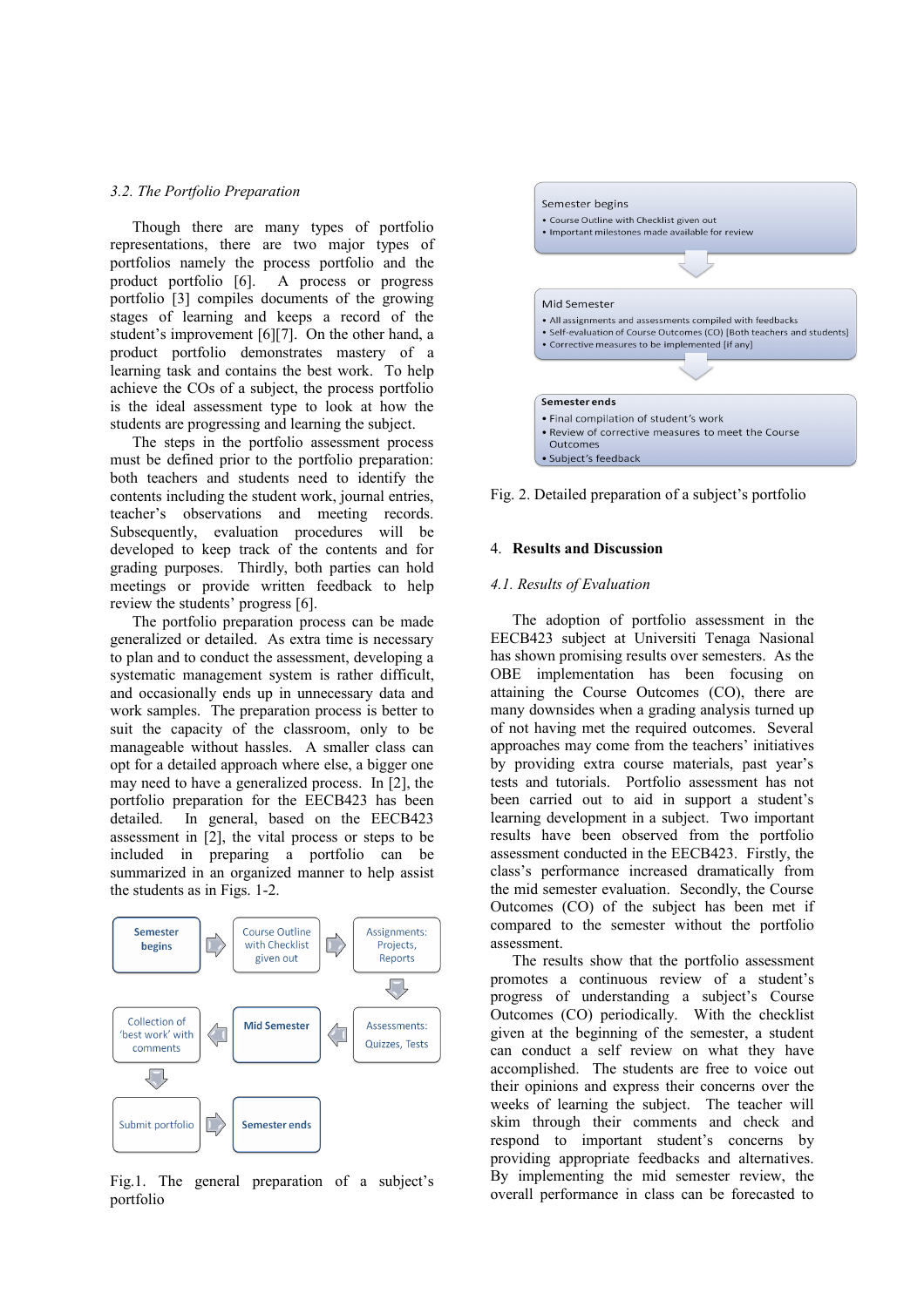### 3.2. The Portfolio Preparation

Though there are many types of portfolio representations, there are two major types of portfolios namely the process portfolio and the product portfolio [6]. A process or progress portfolio [3] compiles documents of the growing stages of learning and keeps a record of the student's improvement [6][7]. On the other hand, a product portfolio demonstrates mastery of a learning task and contains the best work. To help achieve the COs of a subject, the process portfolio is the ideal assessment type to look at how the students are progressing and learning the subject.

The steps in the portfolio assessment process must be defined prior to the portfolio preparation: both teachers and students need to identify the contents including the student work, journal entries, teacher's observations and meeting records. Subsequently, evaluation procedures will be developed to keep track of the contents and for grading purposes. Thirdly, both parties can hold meetings or provide written feedback to help review the students' progress [6].

The portfolio preparation process can be made generalized or detailed. As extra time is necessary to plan and to conduct the assessment, developing a systematic management system is rather difficult, and occasionally ends up in unnecessary data and work samples. The preparation process is better to suit the capacity of the classroom, only to be manageable without hassles. A smaller class can opt for a detailed approach where else, a bigger one may need to have a generalized process. In [2], the portfolio preparation for the EECB423 has been detailed. In general, based on the EECB423 assessment in [2], the vital process or steps to be included in preparing a portfolio can be summarized in an organized manner to help assist the students as in Figs. 1-2.

Semester begins → Course Outline with Checklist given out → Assignments: Projects, Reports → Assessments: Quizzes, Tests → Mid Semester → Collection of 'best work' with comments → Submit portfolio → Semester ends

Fig.1. The general preparation of a subject's portfolio

**Semester begins**
- Course Outline with Checklist given out
- Important milestones made available for review

**Mid Semester**
- All assignments and assessments compiled with feedbacks
- Self-evaluation of Course Outcomes (CO) [Both teachers and students]
- Corrective measures to be implemented [if any]

**Semester ends**
- Final compilation of student's work
- Review of corrective measures to meet the Course Outcomes
- Subject's feedback

Fig. 2. Detailed preparation of a subject's portfolio

## 4. Results and Discussion

### 4.1. Results of Evaluation

The adoption of portfolio assessment in the EECB423 subject at Universiti Tenaga Nasional has shown promising results over semesters. As the OBE implementation has been focusing on attaining the Course Outcomes (CO), there are many downsides when a grading analysis turned up of not having met the required outcomes. Several approaches may come from the teachers' initiatives by providing extra course materials, past year's tests and tutorials. Portfolio assessment has not been carried out to aid in support a student's learning development in a subject. Two important results have been observed from the portfolio assessment conducted in the EECB423. Firstly, the class's performance increased dramatically from the mid semester evaluation. Secondly, the Course Outcomes (CO) of the subject has been met if compared to the semester without the portfolio assessment.

The results show that the portfolio assessment promotes a continuous review of a student's progress of understanding a subject's Course Outcomes (CO) periodically. With the checklist given at the beginning of the semester, a student can conduct a self review on what they have accomplished. The students are free to voice out their opinions and express their concerns over the weeks of learning the subject. The teacher will skim through their comments and check and respond to important student's concerns by providing appropriate feedbacks and alternatives. By implementing the mid semester review, the overall performance in class can be forecasted to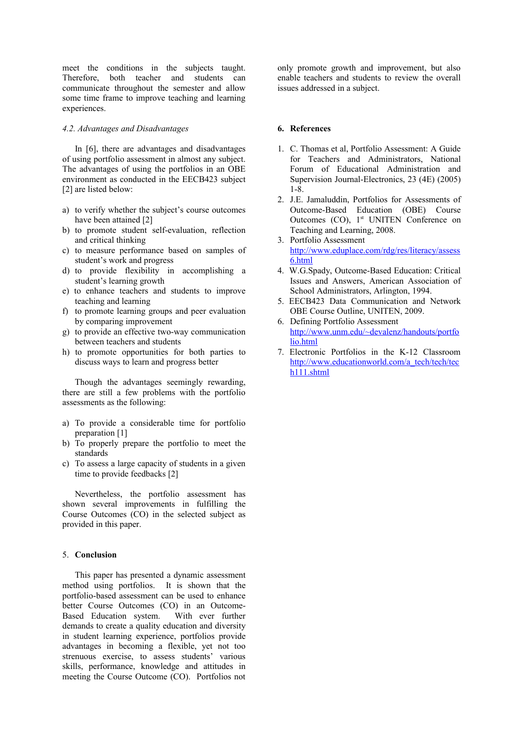meet the conditions in the subjects taught. Therefore, both teacher and students can communicate throughout the semester and allow some time frame to improve teaching and learning experiences.

### *4.2. Advantages and Disadvantages*

In [6], there are advantages and disadvantages of using portfolio assessment in almost any subject. The advantages of using the portfolios in an OBE environment as conducted in the EECB423 subject [2] are listed below:

a) to verify whether the subject's course outcomes have been attained [2]
b) to promote student self-evaluation, reflection and critical thinking
c) to measure performance based on samples of student's work and progress
d) to provide flexibility in accomplishing a student's learning growth
e) to enhance teachers and students to improve teaching and learning
f) to promote learning groups and peer evaluation by comparing improvement
g) to provide an effective two-way communication between teachers and students
h) to promote opportunities for both parties to discuss ways to learn and progress better

Though the advantages seemingly rewarding, there are still a few problems with the portfolio assessments as the following:

a) To provide a considerable time for portfolio preparation [1]
b) To properly prepare the portfolio to meet the standards
c) To assess a large capacity of students in a given time to provide feedbacks [2]

Nevertheless, the portfolio assessment has shown several improvements in fulfilling the Course Outcomes (CO) in the selected subject as provided in this paper.

## 5. Conclusion

This paper has presented a dynamic assessment method using portfolios. It is shown that the portfolio-based assessment can be used to enhance better Course Outcomes (CO) in an Outcome-Based Education system. With ever further demands to create a quality education and diversity in student learning experience, portfolios provide advantages in becoming a flexible, yet not too strenuous exercise, to assess students' various skills, performance, knowledge and attitudes in meeting the Course Outcome (CO). Portfolios not only promote growth and improvement, but also enable teachers and students to review the overall issues addressed in a subject.

## 6. References

1. C. Thomas et al, Portfolio Assessment: A Guide for Teachers and Administrators, National Forum of Educational Administration and Supervision Journal-Electronics, 23 (4E) (2005) 1-8.
2. J.E. Jamaluddin, Portfolios for Assessments of Outcome-Based Education (OBE) Course Outcomes (CO), 1st UNITEN Conference on Teaching and Learning, 2008.
3. Portfolio Assessment http://www.eduplace.com/rdg/res/literacy/assess6.html
4. W.G.Spady, Outcome-Based Education: Critical Issues and Answers, American Association of School Administrators, Arlington, 1994.
5. EECB423 Data Communication and Network OBE Course Outline, UNITEN, 2009.
6. Defining Portfolio Assessment http://www.unm.edu/~devalenz/handouts/portfolio.html
7. Electronic Portfolios in the K-12 Classroom http://www.educationworld.com/a_tech/tech/tech111.shtml